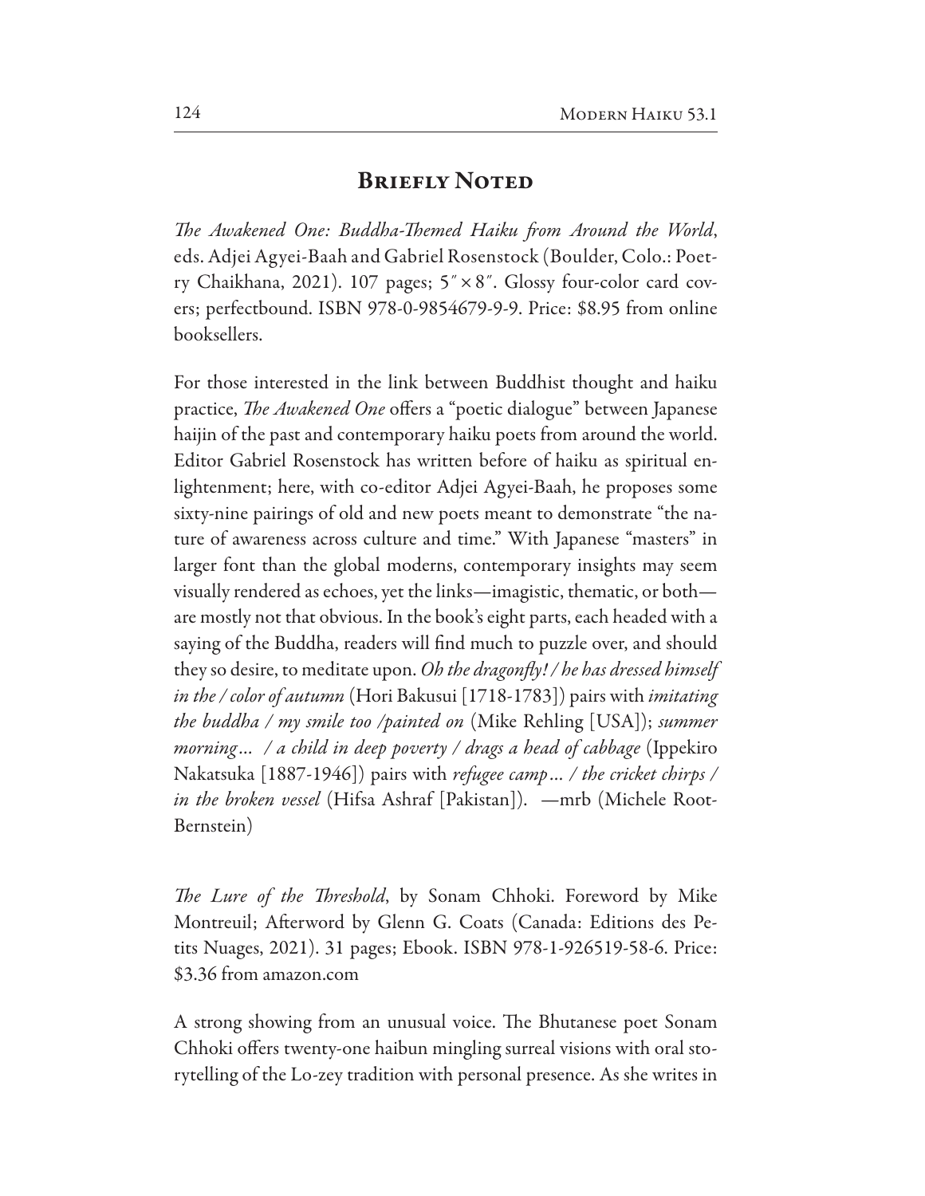## Briefly Noted

*The Awakened One: Buddha-Themed Haiku from Around the World*, eds. Adjei Agyei-Baah and Gabriel Rosenstock (Boulder, Colo.: Poetry Chaikhana, 2021). 107 pages; 5″ × 8″. Glossy four-color card covers; perfectbound. ISBN 978-0-9854679-9-9. Price: $8.95 from online booksellers.

For those interested in the link between Buddhist thought and haiku practice, *The Awakened One* offers a "poetic dialogue" between Japanese haijin of the past and contemporary haiku poets from around the world. Editor Gabriel Rosenstock has written before of haiku as spiritual enlightenment; here, with co-editor Adjei Agyei-Baah, he proposes some sixty-nine pairings of old and new poets meant to demonstrate "the nature of awareness across culture and time." With Japanese "masters" in larger font than the global moderns, contemporary insights may seem visually rendered as echoes, yet the links—imagistic, thematic, or both—are mostly not that obvious. In the book's eight parts, each headed with a saying of the Buddha, readers will find much to puzzle over, and should they so desire, to meditate upon. *Oh the dragonfly! / he has dressed himself in the / color of autumn* (Hori Bakusui [1718-1783]) pairs with *imitating the buddha / my smile too /painted on* (Mike Rehling [USA]); *summer morning… / a child in deep poverty / drags a head of cabbage* (Ippekiro Nakatsuka [1887-1946]) pairs with *refugee camp… / the cricket chirps / in the broken vessel* (Hifsa Ashraf [Pakistan]). —mrb (Michele Root-Bernstein)

*The Lure of the Threshold*, by Sonam Chhoki. Foreword by Mike Montreuil; Afterword by Glenn G. Coats (Canada: Editions des Petits Nuages, 2021). 31 pages; Ebook. ISBN 978-1-926519-58-6. Price: $3.36 from amazon.com

A strong showing from an unusual voice. The Bhutanese poet Sonam Chhoki offers twenty-one haibun mingling surreal visions with oral storytelling of the Lo-zey tradition with personal presence. As she writes in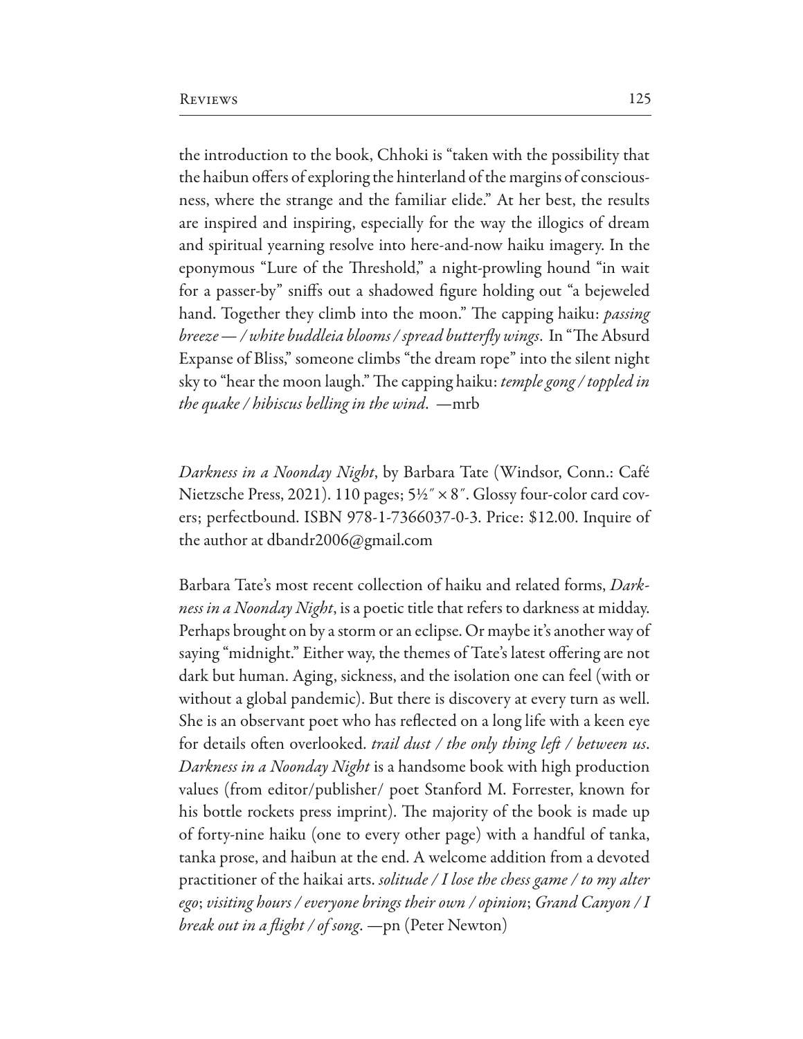the introduction to the book, Chhoki is "taken with the possibility that the haibun offers of exploring the hinterland of the margins of consciousness, where the strange and the familiar elide." At her best, the results are inspired and inspiring, especially for the way the illogics of dream and spiritual yearning resolve into here-and-now haiku imagery. In the eponymous "Lure of the Threshold," a night-prowling hound "in wait for a passer-by" sniffs out a shadowed figure holding out "a bejeweled hand. Together they climb into the moon." The capping haiku: *passing breeze — / white buddleia blooms / spread butterfly wings*. In "The Absurd Expanse of Bliss," someone climbs "the dream rope" into the silent night sky to "hear the moon laugh." The capping haiku: *temple gong / toppled in the quake / hibiscus belling in the wind*. —mrb

*Darkness in a Noonday Night*, by Barbara Tate (Windsor, Conn.: Café Nietzsche Press, 2021). 110 pages; 5½″ × 8″. Glossy four-color card covers; perfectbound. ISBN 978-1-7366037-0-3. Price: $12.00. Inquire of the author at dbandr2006@gmail.com

Barbara Tate's most recent collection of haiku and related forms, *Darkness in a Noonday Night*, is a poetic title that refers to darkness at midday. Perhaps brought on by a storm or an eclipse. Or maybe it's another way of saying "midnight." Either way, the themes of Tate's latest offering are not dark but human. Aging, sickness, and the isolation one can feel (with or without a global pandemic). But there is discovery at every turn as well. She is an observant poet who has reflected on a long life with a keen eye for details often overlooked. *trail dust / the only thing left / between us*. *Darkness in a Noonday Night* is a handsome book with high production values (from editor/publisher/ poet Stanford M. Forrester, known for his bottle rockets press imprint). The majority of the book is made up of forty-nine haiku (one to every other page) with a handful of tanka, tanka prose, and haibun at the end. A welcome addition from a devoted practitioner of the haikai arts. *solitude / I lose the chess game / to my alter ego*; *visiting hours / everyone brings their own / opinion*; *Grand Canyon / I break out in a flight / of song*. —pn (Peter Newton)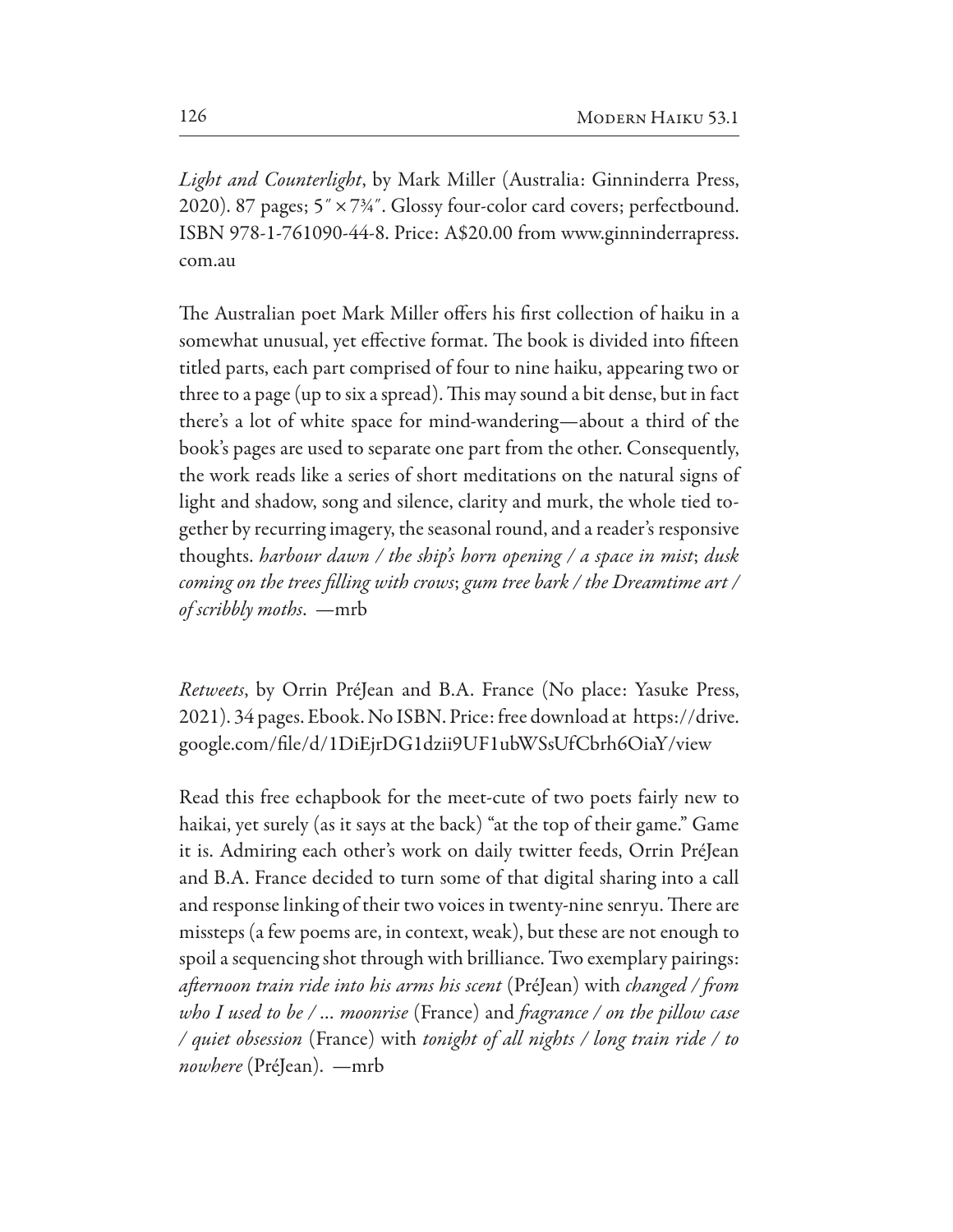*Light and Counterlight*, by Mark Miller (Australia: Ginninderra Press, 2020). 87 pages; 5″ × 7¾″. Glossy four-color card covers; perfectbound. ISBN 978-1-761090-44-8. Price: A$20.00 from www.ginninderrapress.com.au

The Australian poet Mark Miller offers his first collection of haiku in a somewhat unusual, yet effective format. The book is divided into fifteen titled parts, each part comprised of four to nine haiku, appearing two or three to a page (up to six a spread). This may sound a bit dense, but in fact there's a lot of white space for mind-wandering—about a third of the book's pages are used to separate one part from the other. Consequently, the work reads like a series of short meditations on the natural signs of light and shadow, song and silence, clarity and murk, the whole tied together by recurring imagery, the seasonal round, and a reader's responsive thoughts. *harbour dawn / the ship's horn opening / a space in mist*; *dusk coming on the trees filling with crows*; *gum tree bark / the Dreamtime art / of scribbly moths*. —mrb

*Retweets*, by Orrin PréJean and B.A. France (No place: Yasuke Press, 2021). 34 pages. Ebook. No ISBN. Price: free download at https://drive.google.com/file/d/1DiEjrDG1dzii9UF1ubWSsUfCbrh6OiaY/view

Read this free echapbook for the meet-cute of two poets fairly new to haikai, yet surely (as it says at the back) "at the top of their game." Game it is. Admiring each other's work on daily twitter feeds, Orrin PréJean and B.A. France decided to turn some of that digital sharing into a call and response linking of their two voices in twenty-nine senryu. There are missteps (a few poems are, in context, weak), but these are not enough to spoil a sequencing shot through with brilliance. Two exemplary pairings: *afternoon train ride into his arms his scent* (PréJean) with *changed / from who I used to be / … moonrise* (France) and *fragrance / on the pillow case / quiet obsession* (France) with *tonight of all nights / long train ride / to nowhere* (PréJean). —mrb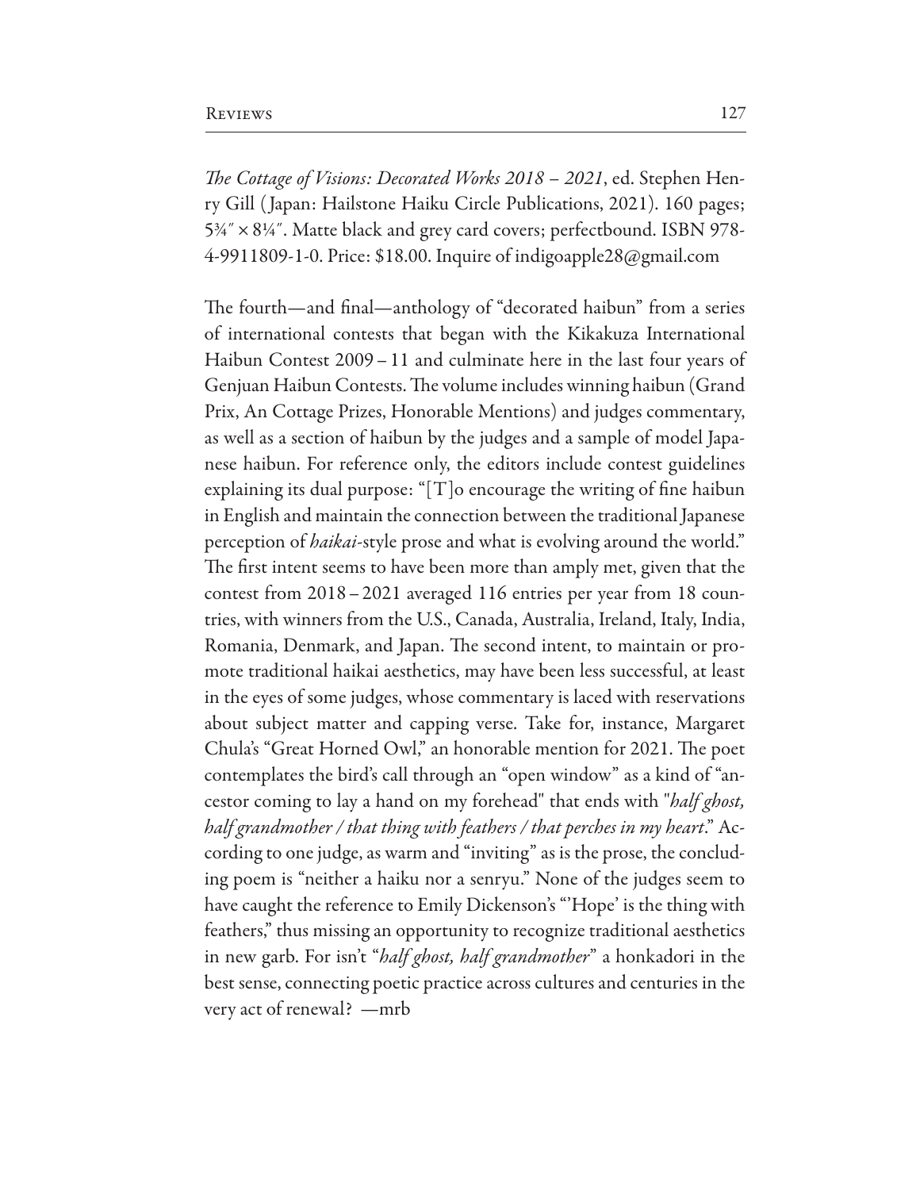*The Cottage of Visions: Decorated Works 2018 – 2021*, ed. Stephen Henry Gill (Japan: Hailstone Haiku Circle Publications, 2021). 160 pages; 5¾″ × 8¼″. Matte black and grey card covers; perfectbound. ISBN 978-4-9911809-1-0. Price: $18.00. Inquire of indigoapple28@gmail.com

The fourth—and final—anthology of "decorated haibun" from a series of international contests that began with the Kikakuza International Haibun Contest 2009 – 11 and culminate here in the last four years of Genjuan Haibun Contests. The volume includes winning haibun (Grand Prix, An Cottage Prizes, Honorable Mentions) and judges commentary, as well as a section of haibun by the judges and a sample of model Japanese haibun. For reference only, the editors include contest guidelines explaining its dual purpose: "[T]o encourage the writing of fine haibun in English and maintain the connection between the traditional Japanese perception of *haikai*-style prose and what is evolving around the world." The first intent seems to have been more than amply met, given that the contest from 2018 – 2021 averaged 116 entries per year from 18 countries, with winners from the U.S., Canada, Australia, Ireland, Italy, India, Romania, Denmark, and Japan. The second intent, to maintain or promote traditional haikai aesthetics, may have been less successful, at least in the eyes of some judges, whose commentary is laced with reservations about subject matter and capping verse. Take for, instance, Margaret Chula's "Great Horned Owl," an honorable mention for 2021. The poet contemplates the bird's call through an "open window" as a kind of "ancestor coming to lay a hand on my forehead" that ends with "*half ghost, half grandmother / that thing with feathers / that perches in my heart*." According to one judge, as warm and "inviting" as is the prose, the concluding poem is "neither a haiku nor a senryu." None of the judges seem to have caught the reference to Emily Dickenson's "'Hope' is the thing with feathers," thus missing an opportunity to recognize traditional aesthetics in new garb. For isn't "*half ghost, half grandmother*" a honkadori in the best sense, connecting poetic practice across cultures and centuries in the very act of renewal? —mrb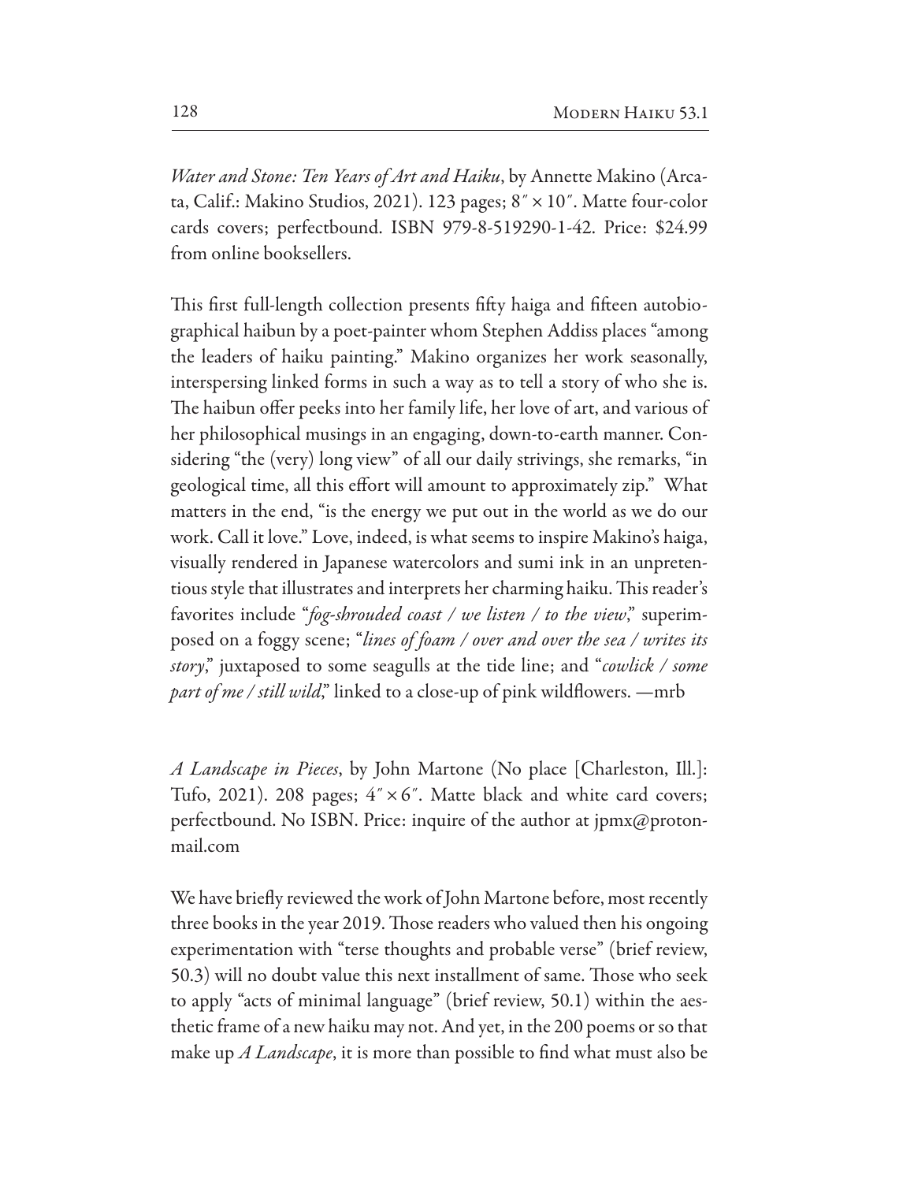*Water and Stone: Ten Years of Art and Haiku*, by Annette Makino (Arcata, Calif.: Makino Studios, 2021). 123 pages; 8″ × 10″. Matte four-color cards covers; perfectbound. ISBN 979-8-519290-1-42. Price: $24.99 from online booksellers.

This first full-length collection presents fifty haiga and fifteen autobiographical haibun by a poet-painter whom Stephen Addiss places "among the leaders of haiku painting." Makino organizes her work seasonally, interspersing linked forms in such a way as to tell a story of who she is. The haibun offer peeks into her family life, her love of art, and various of her philosophical musings in an engaging, down-to-earth manner. Considering "the (very) long view" of all our daily strivings, she remarks, "in geological time, all this effort will amount to approximately zip." What matters in the end, "is the energy we put out in the world as we do our work. Call it love." Love, indeed, is what seems to inspire Makino's haiga, visually rendered in Japanese watercolors and sumi ink in an unpretentious style that illustrates and interprets her charming haiku. This reader's favorites include "*fog-shrouded coast / we listen / to the view*," superimposed on a foggy scene; "*lines of foam / over and over the sea / writes its story*," juxtaposed to some seagulls at the tide line; and "*cowlick / some part of me / still wild*," linked to a close-up of pink wildflowers. —mrb

*A Landscape in Pieces*, by John Martone (No place [Charleston, Ill.]: Tufo, 2021). 208 pages; 4″ × 6″. Matte black and white card covers; perfectbound. No ISBN. Price: inquire of the author at jpmx@protonmail.com

We have briefly reviewed the work of John Martone before, most recently three books in the year 2019. Those readers who valued then his ongoing experimentation with "terse thoughts and probable verse" (brief review, 50.3) will no doubt value this next installment of same. Those who seek to apply "acts of minimal language" (brief review, 50.1) within the aesthetic frame of a new haiku may not. And yet, in the 200 poems or so that make up *A Landscape*, it is more than possible to find what must also be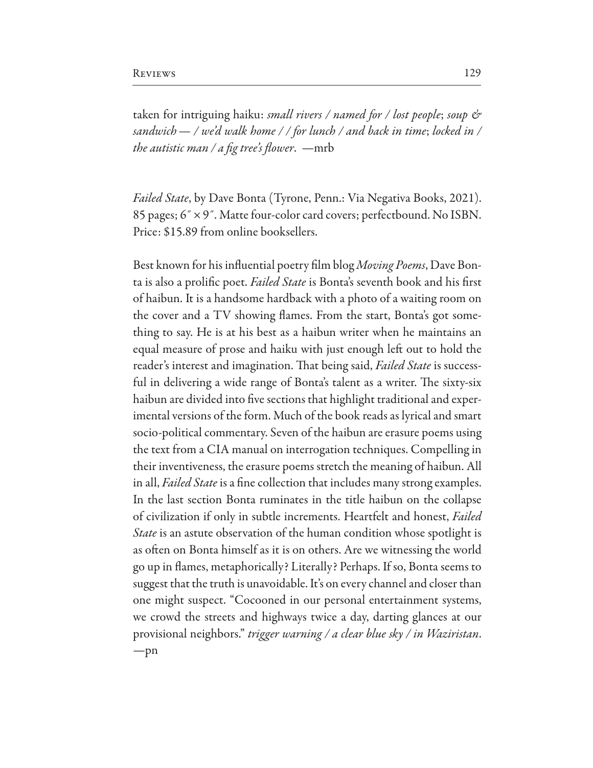taken for intriguing haiku: *small rivers / named for / lost people*; *soup & sandwich — / we'd walk home / / for lunch / and back in time*; *locked in / the autistic man / a fig tree's flower*. —mrb

*Failed State*, by Dave Bonta (Tyrone, Penn.: Via Negativa Books, 2021). 85 pages; 6″ × 9″. Matte four-color card covers; perfectbound. No ISBN. Price: $15.89 from online booksellers.

Best known for his influential poetry film blog *Moving Poems*, Dave Bonta is also a prolific poet. *Failed State* is Bonta's seventh book and his first of haibun. It is a handsome hardback with a photo of a waiting room on the cover and a TV showing flames. From the start, Bonta's got something to say. He is at his best as a haibun writer when he maintains an equal measure of prose and haiku with just enough left out to hold the reader's interest and imagination. That being said, *Failed State* is successful in delivering a wide range of Bonta's talent as a writer. The sixty-six haibun are divided into five sections that highlight traditional and experimental versions of the form. Much of the book reads as lyrical and smart socio-political commentary. Seven of the haibun are erasure poems using the text from a CIA manual on interrogation techniques. Compelling in their inventiveness, the erasure poems stretch the meaning of haibun. All in all, *Failed State* is a fine collection that includes many strong examples. In the last section Bonta ruminates in the title haibun on the collapse of civilization if only in subtle increments. Heartfelt and honest, *Failed State* is an astute observation of the human condition whose spotlight is as often on Bonta himself as it is on others. Are we witnessing the world go up in flames, metaphorically? Literally? Perhaps. If so, Bonta seems to suggest that the truth is unavoidable. It's on every channel and closer than one might suspect. "Cocooned in our personal entertainment systems, we crowd the streets and highways twice a day, darting glances at our provisional neighbors." *trigger warning / a clear blue sky / in Waziristan*. —pn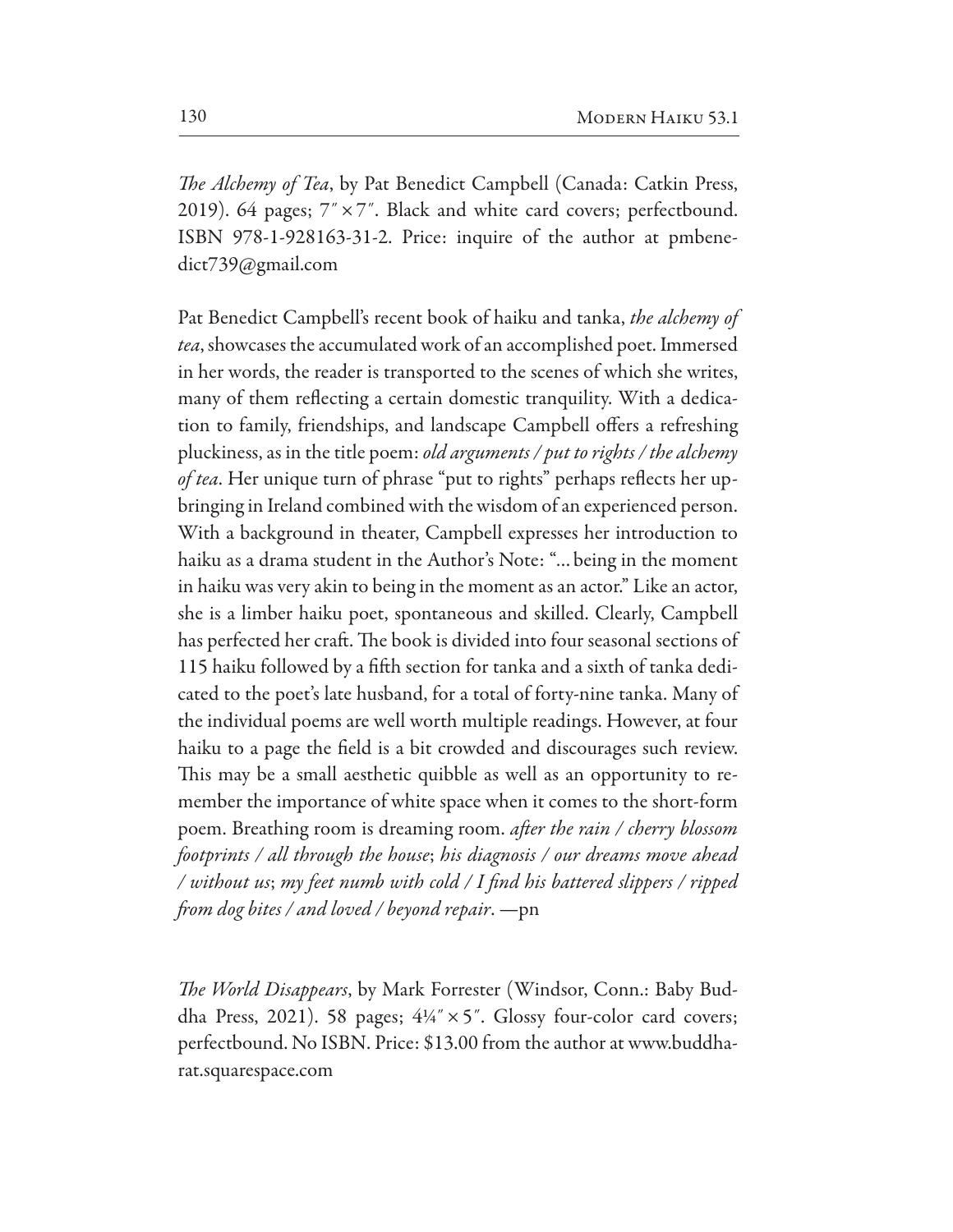*The Alchemy of Tea*, by Pat Benedict Campbell (Canada: Catkin Press, 2019). 64 pages; 7″ × 7″. Black and white card covers; perfectbound. ISBN 978-1-928163-31-2. Price: inquire of the author at pmbenedict739@gmail.com

Pat Benedict Campbell's recent book of haiku and tanka, *the alchemy of tea*, showcases the accumulated work of an accomplished poet. Immersed in her words, the reader is transported to the scenes of which she writes, many of them reflecting a certain domestic tranquility. With a dedication to family, friendships, and landscape Campbell offers a refreshing pluckiness, as in the title poem: *old arguments / put to rights / the alchemy of tea*. Her unique turn of phrase "put to rights" perhaps reflects her upbringing in Ireland combined with the wisdom of an experienced person. With a background in theater, Campbell expresses her introduction to haiku as a drama student in the Author's Note: "… being in the moment in haiku was very akin to being in the moment as an actor." Like an actor, she is a limber haiku poet, spontaneous and skilled. Clearly, Campbell has perfected her craft. The book is divided into four seasonal sections of 115 haiku followed by a fifth section for tanka and a sixth of tanka dedicated to the poet's late husband, for a total of forty-nine tanka. Many of the individual poems are well worth multiple readings. However, at four haiku to a page the field is a bit crowded and discourages such review. This may be a small aesthetic quibble as well as an opportunity to remember the importance of white space when it comes to the short-form poem. Breathing room is dreaming room. *after the rain / cherry blossom footprints / all through the house*; *his diagnosis / our dreams move ahead / without us*; *my feet numb with cold / I find his battered slippers / ripped from dog bites / and loved / beyond repair*. —pn

*The World Disappears*, by Mark Forrester (Windsor, Conn.: Baby Buddha Press, 2021). 58 pages; 4¼″ × 5″. Glossy four-color card covers; perfectbound. No ISBN. Price: $13.00 from the author at www.buddharat.squarespace.com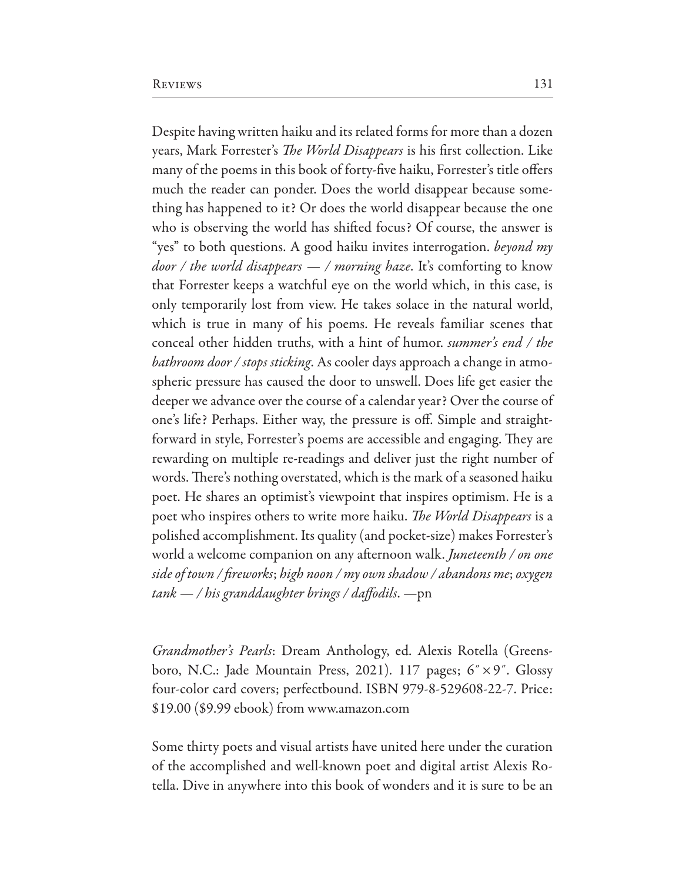Despite having written haiku and its related forms for more than a dozen years, Mark Forrester's *The World Disappears* is his first collection. Like many of the poems in this book of forty-five haiku, Forrester's title offers much the reader can ponder. Does the world disappear because something has happened to it? Or does the world disappear because the one who is observing the world has shifted focus? Of course, the answer is "yes" to both questions. A good haiku invites interrogation. *beyond my door / the world disappears — / morning haze*. It's comforting to know that Forrester keeps a watchful eye on the world which, in this case, is only temporarily lost from view. He takes solace in the natural world, which is true in many of his poems. He reveals familiar scenes that conceal other hidden truths, with a hint of humor. *summer's end / the bathroom door / stops sticking*. As cooler days approach a change in atmospheric pressure has caused the door to unswell. Does life get easier the deeper we advance over the course of a calendar year? Over the course of one's life? Perhaps. Either way, the pressure is off. Simple and straightforward in style, Forrester's poems are accessible and engaging. They are rewarding on multiple re-readings and deliver just the right number of words. There's nothing overstated, which is the mark of a seasoned haiku poet. He shares an optimist's viewpoint that inspires optimism. He is a poet who inspires others to write more haiku. *The World Disappears* is a polished accomplishment. Its quality (and pocket-size) makes Forrester's world a welcome companion on any afternoon walk. *Juneteenth / on one side of town / fireworks*; *high noon / my own shadow / abandons me*; *oxygen tank — / his granddaughter brings / daffodils*. —pn

*Grandmother's Pearls*: Dream Anthology, ed. Alexis Rotella (Greensboro, N.C.: Jade Mountain Press, 2021). 117 pages; 6″ × 9″. Glossy four-color card covers; perfectbound. ISBN 979-8-529608-22-7. Price: $19.00 ($9.99 ebook) from www.amazon.com

Some thirty poets and visual artists have united here under the curation of the accomplished and well-known poet and digital artist Alexis Rotella. Dive in anywhere into this book of wonders and it is sure to be an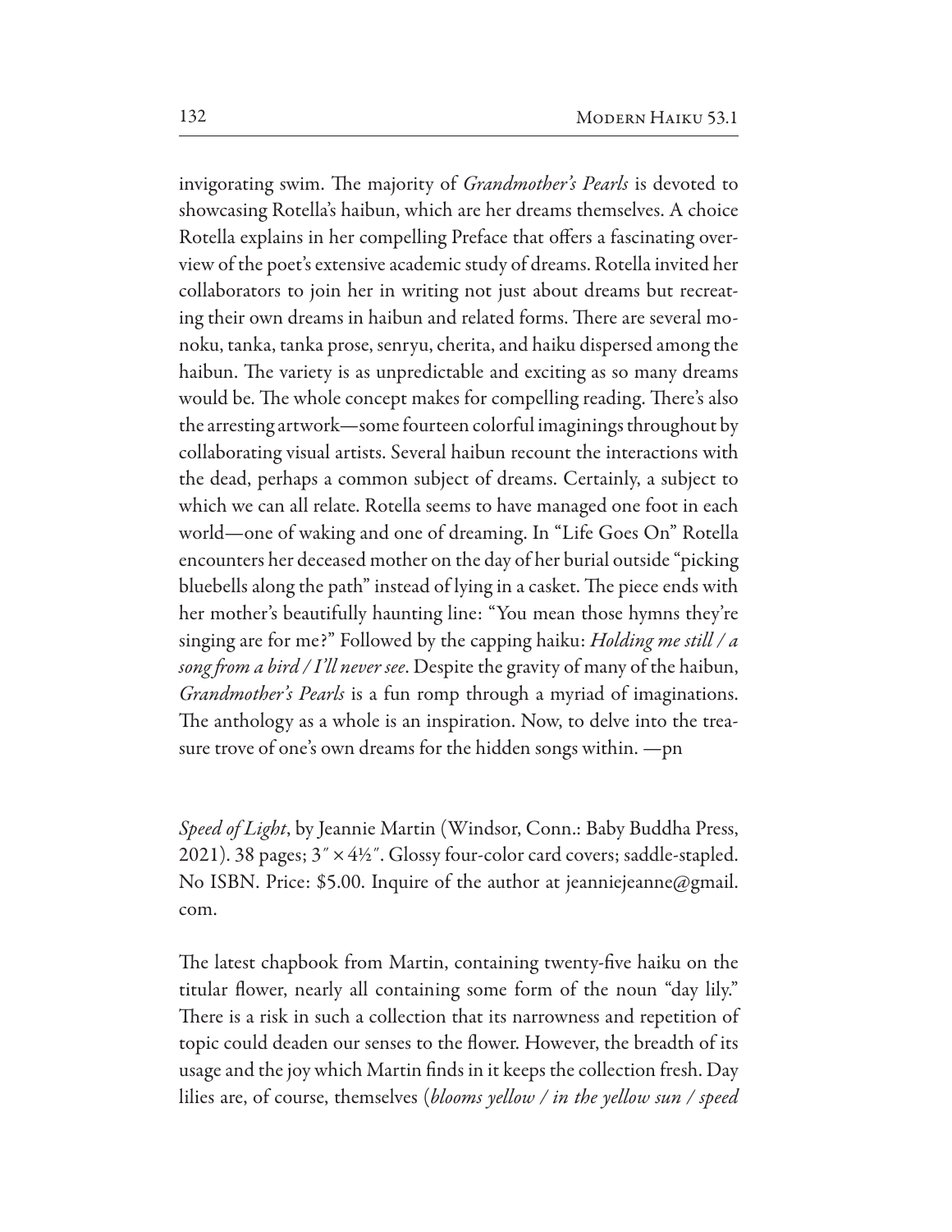invigorating swim. The majority of *Grandmother's Pearls* is devoted to showcasing Rotella's haibun, which are her dreams themselves. A choice Rotella explains in her compelling Preface that offers a fascinating overview of the poet's extensive academic study of dreams. Rotella invited her collaborators to join her in writing not just about dreams but recreating their own dreams in haibun and related forms. There are several monoku, tanka, tanka prose, senryu, cherita, and haiku dispersed among the haibun. The variety is as unpredictable and exciting as so many dreams would be. The whole concept makes for compelling reading. There's also the arresting artwork—some fourteen colorful imaginings throughout by collaborating visual artists. Several haibun recount the interactions with the dead, perhaps a common subject of dreams. Certainly, a subject to which we can all relate. Rotella seems to have managed one foot in each world—one of waking and one of dreaming. In "Life Goes On" Rotella encounters her deceased mother on the day of her burial outside "picking bluebells along the path" instead of lying in a casket. The piece ends with her mother's beautifully haunting line: "You mean those hymns they're singing are for me?" Followed by the capping haiku: *Holding me still / a song from a bird / I'll never see*. Despite the gravity of many of the haibun, *Grandmother's Pearls* is a fun romp through a myriad of imaginations. The anthology as a whole is an inspiration. Now, to delve into the treasure trove of one's own dreams for the hidden songs within. —pn

*Speed of Light*, by Jeannie Martin (Windsor, Conn.: Baby Buddha Press, 2021). 38 pages; 3″ × 4½″. Glossy four-color card covers; saddle-stapled. No ISBN. Price: $5.00. Inquire of the author at jeanniejeanne@gmail.com.

The latest chapbook from Martin, containing twenty-five haiku on the titular flower, nearly all containing some form of the noun "day lily." There is a risk in such a collection that its narrowness and repetition of topic could deaden our senses to the flower. However, the breadth of its usage and the joy which Martin finds in it keeps the collection fresh. Day lilies are, of course, themselves (*blooms yellow / in the yellow sun / speed*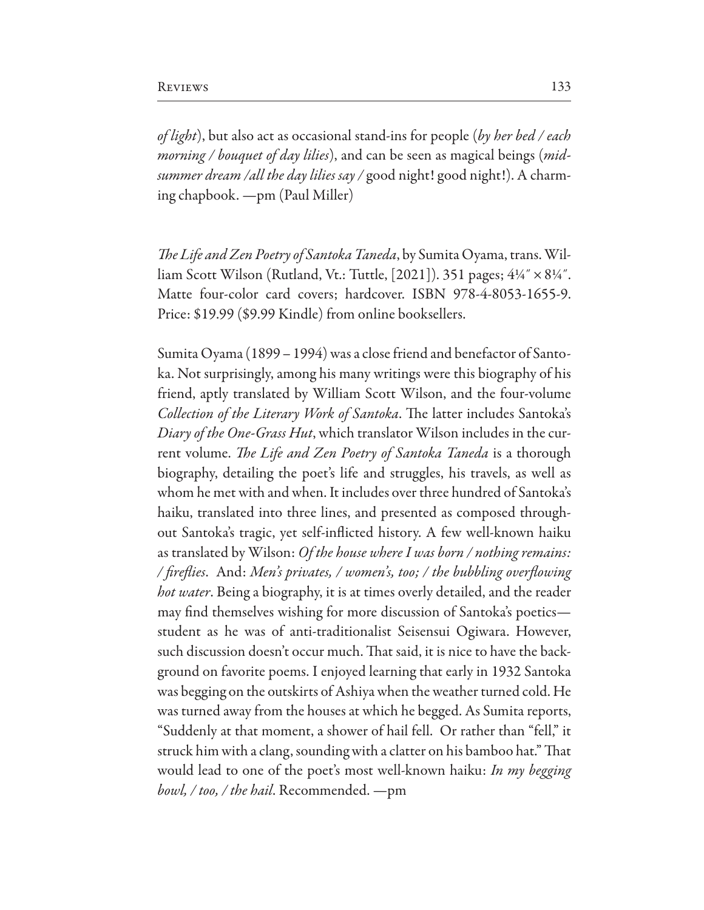*of light*), but also act as occasional stand-ins for people (*by her bed / each morning / bouquet of day lilies*), and can be seen as magical beings (*midsummer dream /all the day lilies say /* good night! good night!). A charming chapbook. —pm (Paul Miller)

*The Life and Zen Poetry of Santoka Taneda*, by Sumita Oyama, trans. William Scott Wilson (Rutland, Vt.: Tuttle, [2021]). 351 pages; 4¼″ × 8¼″. Matte four-color card covers; hardcover. ISBN 978-4-8053-1655-9. Price: $19.99 ($9.99 Kindle) from online booksellers.

Sumita Oyama (1899 – 1994) was a close friend and benefactor of Santoka. Not surprisingly, among his many writings were this biography of his friend, aptly translated by William Scott Wilson, and the four-volume *Collection of the Literary Work of Santoka*. The latter includes Santoka's *Diary of the One-Grass Hut*, which translator Wilson includes in the current volume. *The Life and Zen Poetry of Santoka Taneda* is a thorough biography, detailing the poet's life and struggles, his travels, as well as whom he met with and when. It includes over three hundred of Santoka's haiku, translated into three lines, and presented as composed throughout Santoka's tragic, yet self-inflicted history. A few well-known haiku as translated by Wilson: *Of the house where I was born / nothing remains: / fireflies*. And: *Men's privates, / women's, too; / the bubbling overflowing hot water*. Being a biography, it is at times overly detailed, and the reader may find themselves wishing for more discussion of Santoka's poetics—student as he was of anti-traditionalist Seisensui Ogiwara. However, such discussion doesn't occur much. That said, it is nice to have the background on favorite poems. I enjoyed learning that early in 1932 Santoka was begging on the outskirts of Ashiya when the weather turned cold. He was turned away from the houses at which he begged. As Sumita reports, "Suddenly at that moment, a shower of hail fell. Or rather than "fell," it struck him with a clang, sounding with a clatter on his bamboo hat." That would lead to one of the poet's most well-known haiku: *In my begging bowl, / too, / the hail*. Recommended. —pm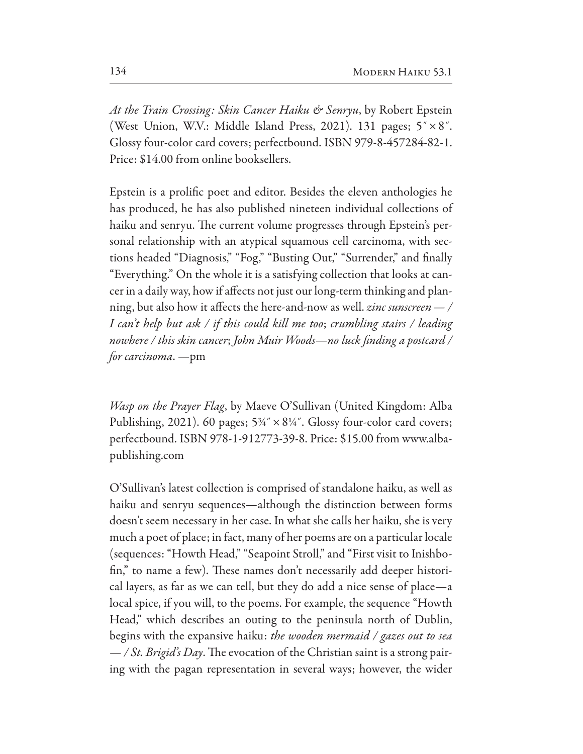*At the Train Crossing: Skin Cancer Haiku & Senryu*, by Robert Epstein (West Union, W.V.: Middle Island Press, 2021). 131 pages; 5″ × 8″. Glossy four-color card covers; perfectbound. ISBN 979-8-457284-82-1. Price: $14.00 from online booksellers.

Epstein is a prolific poet and editor. Besides the eleven anthologies he has produced, he has also published nineteen individual collections of haiku and senryu. The current volume progresses through Epstein's personal relationship with an atypical squamous cell carcinoma, with sections headed "Diagnosis," "Fog," "Busting Out," "Surrender," and finally "Everything." On the whole it is a satisfying collection that looks at cancer in a daily way, how if affects not just our long-term thinking and planning, but also how it affects the here-and-now as well. *zinc sunscreen — / I can't help but ask / if this could kill me too*; *crumbling stairs / leading nowhere / this skin cancer*; *John Muir Woods—no luck finding a postcard / for carcinoma*. —pm

*Wasp on the Prayer Flag*, by Maeve O'Sullivan (United Kingdom: Alba Publishing, 2021). 60 pages; 5¾″ × 8¼″. Glossy four-color card covers; perfectbound. ISBN 978-1-912773-39-8. Price: $15.00 from www.albapublishing.com

O'Sullivan's latest collection is comprised of standalone haiku, as well as haiku and senryu sequences—although the distinction between forms doesn't seem necessary in her case. In what she calls her haiku, she is very much a poet of place; in fact, many of her poems are on a particular locale (sequences: "Howth Head," "Seapoint Stroll," and "First visit to Inishbofin," to name a few). These names don't necessarily add deeper historical layers, as far as we can tell, but they do add a nice sense of place—a local spice, if you will, to the poems. For example, the sequence "Howth Head," which describes an outing to the peninsula north of Dublin, begins with the expansive haiku: *the wooden mermaid / gazes out to sea — / St. Brigid's Day*. The evocation of the Christian saint is a strong pairing with the pagan representation in several ways; however, the wider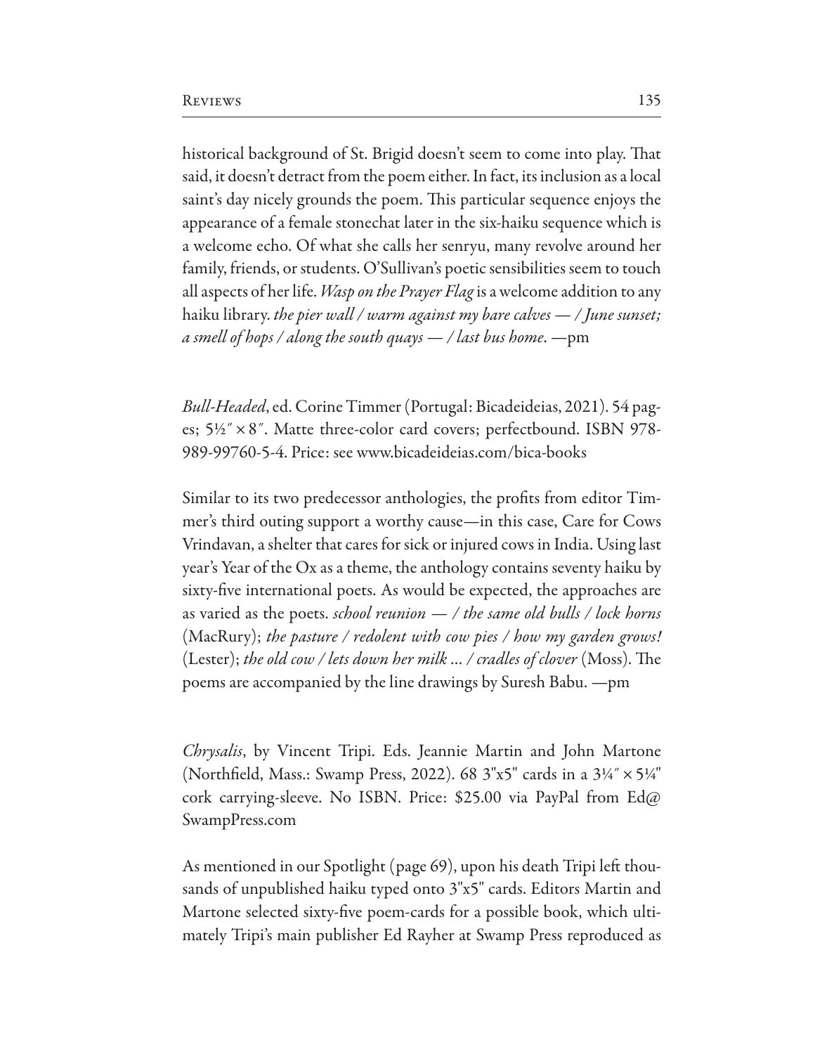historical background of St. Brigid doesn't seem to come into play. That said, it doesn't detract from the poem either. In fact, its inclusion as a local saint's day nicely grounds the poem. This particular sequence enjoys the appearance of a female stonechat later in the six-haiku sequence which is a welcome echo. Of what she calls her senryu, many revolve around her family, friends, or students. O'Sullivan's poetic sensibilities seem to touch all aspects of her life. *Wasp on the Prayer Flag* is a welcome addition to any haiku library. *the pier wall / warm against my bare calves — / June sunset; a smell of hops / along the south quays — / last bus home*. —pm

*Bull-Headed*, ed. Corine Timmer (Portugal: Bicadeideias, 2021). 54 pages; 5½″ × 8″. Matte three-color card covers; perfectbound. ISBN 978-989-99760-5-4. Price: see www.bicadeideias.com/bica-books

Similar to its two predecessor anthologies, the profits from editor Timmer's third outing support a worthy cause—in this case, Care for Cows Vrindavan, a shelter that cares for sick or injured cows in India. Using last year's Year of the Ox as a theme, the anthology contains seventy haiku by sixty-five international poets. As would be expected, the approaches are as varied as the poets. *school reunion — / the same old bulls / lock horns* (MacRury); *the pasture / redolent with cow pies / how my garden grows!* (Lester); *the old cow / lets down her milk ... / cradles of clover* (Moss). The poems are accompanied by the line drawings by Suresh Babu. —pm

*Chrysalis*, by Vincent Tripi. Eds. Jeannie Martin and John Martone (Northfield, Mass.: Swamp Press, 2022). 68 3"x5" cards in a 3¼″ × 5¼" cork carrying-sleeve. No ISBN. Price: $25.00 via PayPal from Ed@SwampPress.com

As mentioned in our Spotlight (page 69), upon his death Tripi left thousands of unpublished haiku typed onto 3"x5" cards. Editors Martin and Martone selected sixty-five poem-cards for a possible book, which ultimately Tripi's main publisher Ed Rayher at Swamp Press reproduced as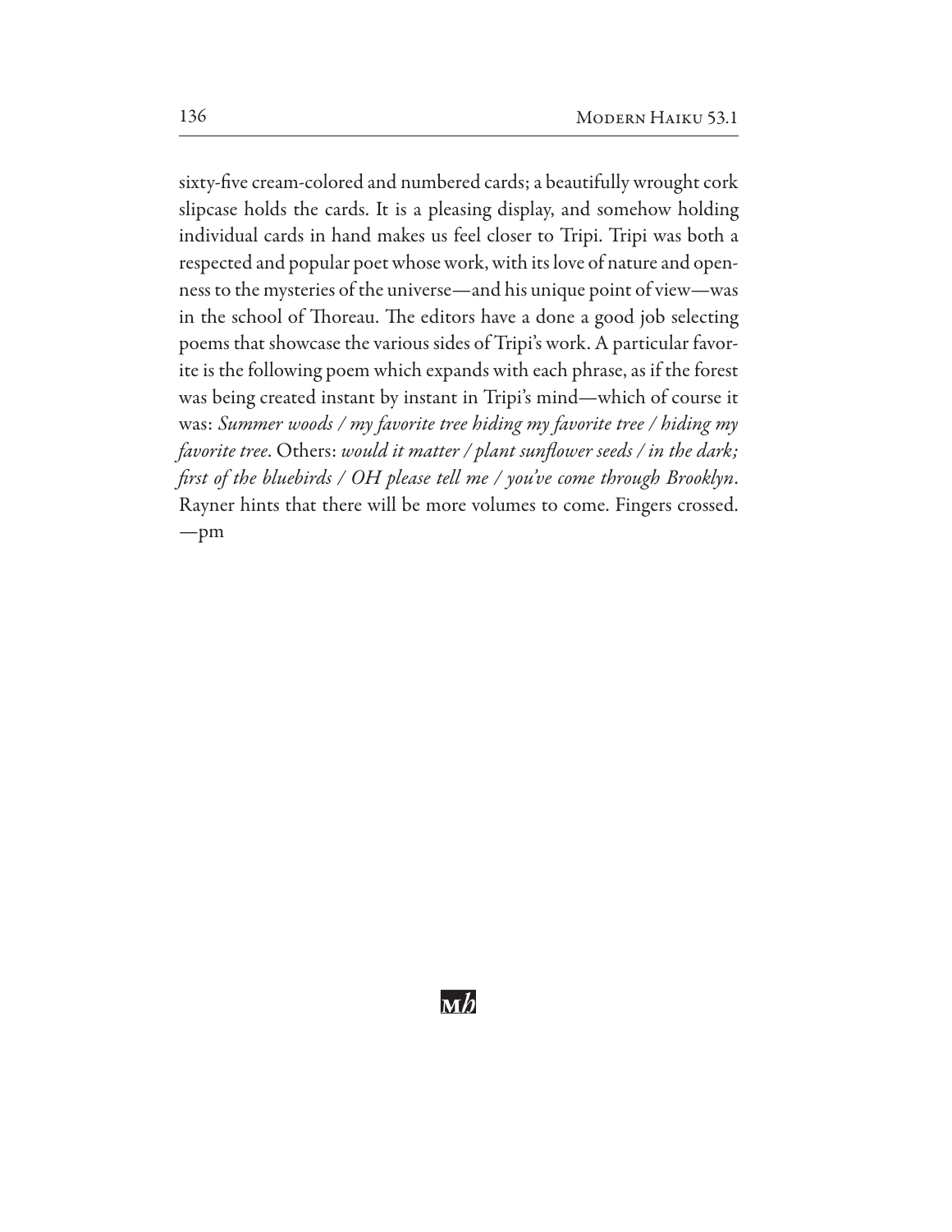sixty-five cream-colored and numbered cards; a beautifully wrought cork slipcase holds the cards. It is a pleasing display, and somehow holding individual cards in hand makes us feel closer to Tripi. Tripi was both a respected and popular poet whose work, with its love of nature and openness to the mysteries of the universe—and his unique point of view—was in the school of Thoreau. The editors have a done a good job selecting poems that showcase the various sides of Tripi's work. A particular favorite is the following poem which expands with each phrase, as if the forest was being created instant by instant in Tripi's mind—which of course it was: *Summer woods / my favorite tree hiding my favorite tree / hiding my favorite tree*. Others: *would it matter / plant sunflower seeds / in the dark; first of the bluebirds / OH please tell me / you've come through Brooklyn*. Rayner hints that there will be more volumes to come. Fingers crossed. —pm